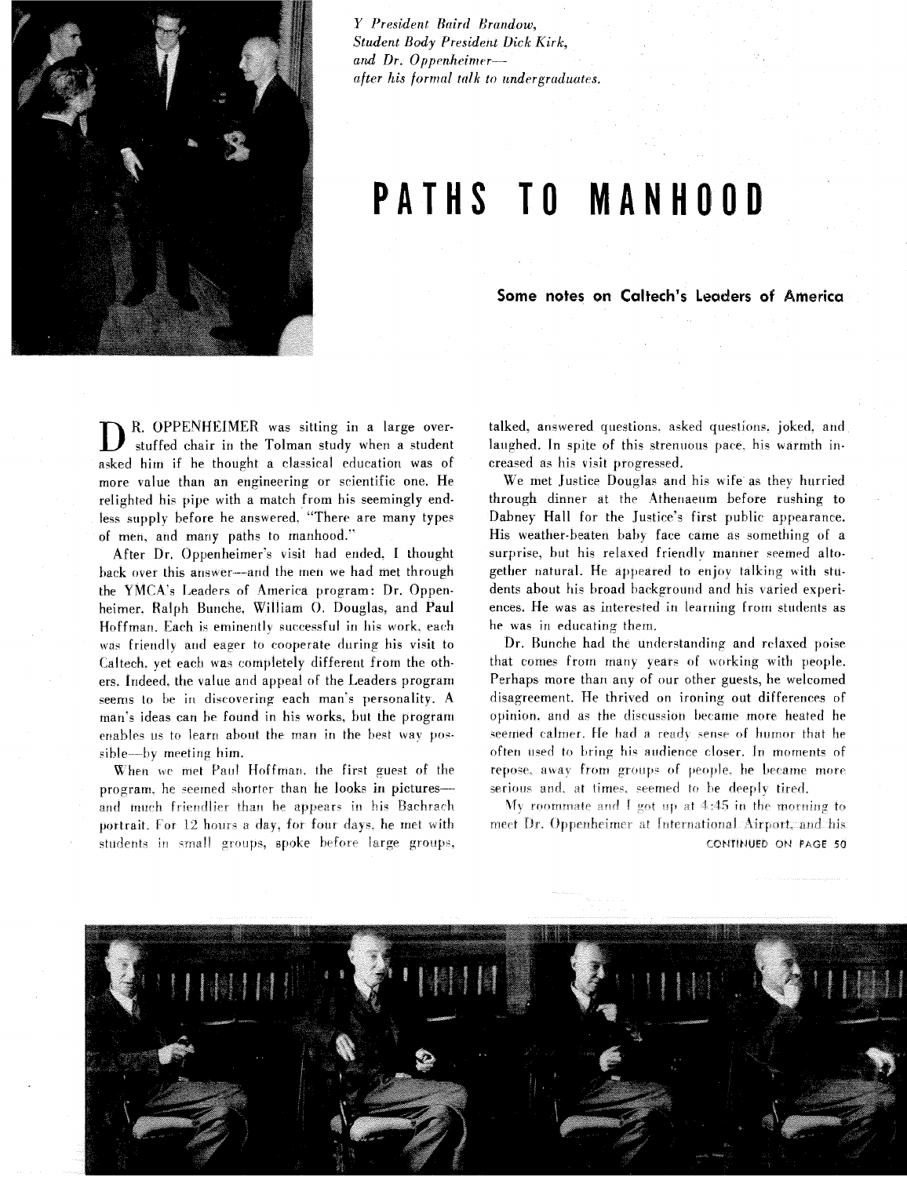*Y President Baird Brandow, Student Body President Dick Kirk, and Dr. Oppenheimer— after his formal talk to undergraduates.*

# PATHS TO MANHOOD

**Some notes on Caltech's Leaders of America**

DR. OPPENHEIMER was sitting in a large overstuffed chair in the Tolman study when a student asked him if he thought a classical education was of more value than an engineering or scientific one. He relighted his pipe with a match from his seemingly endless supply before he answered, "There are many types of men, and many paths to manhood."

After Dr. Oppenheimer's visit had ended, I thought back over this answer—and the men we had met through the YMCA's Leaders of America program: Dr. Oppenheimer, Ralph Bunche, William O. Douglas, and Paul Hoffman. Each is eminently successful in his work, each was friendly and eager to cooperate during his visit to Caltech, yet each was completely different from the others. Indeed, the value and appeal of the Leaders program seems to be in discovering each man's personality. A man's ideas can be found in his works, but the program enables us to learn about the man in the best way possible—by meeting him.

When we met Paul Hoffman, the first guest of the program, he seemed shorter than he looks in pictures—and much friendlier than he appears in his Bachrach portrait. For 12 hours a day, for four days, he met with students in small groups, spoke before large groups, talked, answered questions, asked questions, joked, and laughed. In spite of this strenuous pace, his warmth increased as his visit progressed.

We met Justice Douglas and his wife as they hurried through dinner at the Athenaeum before rushing to Dabney Hall for the Justice's first public appearance. His weather-beaten baby face came as something of a surprise, but his relaxed friendly manner seemed altogether natural. He appeared to enjoy talking with students about his broad background and his varied experiences. He was as interested in learning from students as he was in educating them.

Dr. Bunche had the understanding and relaxed poise that comes from many years of working with people. Perhaps more than any of our other guests, he welcomed disagreement. He thrived on ironing out differences of opinion, and as the discussion became more heated he seemed calmer. He had a ready sense of humor that he often used to bring his audience closer. In moments of repose, away from groups of people, he became more serious and, at times, seemed to be deeply tired.

My roommate and I got up at 4:45 in the morning to meet Dr. Oppenheimer at International Airport, and his

CONTINUED ON PAGE 50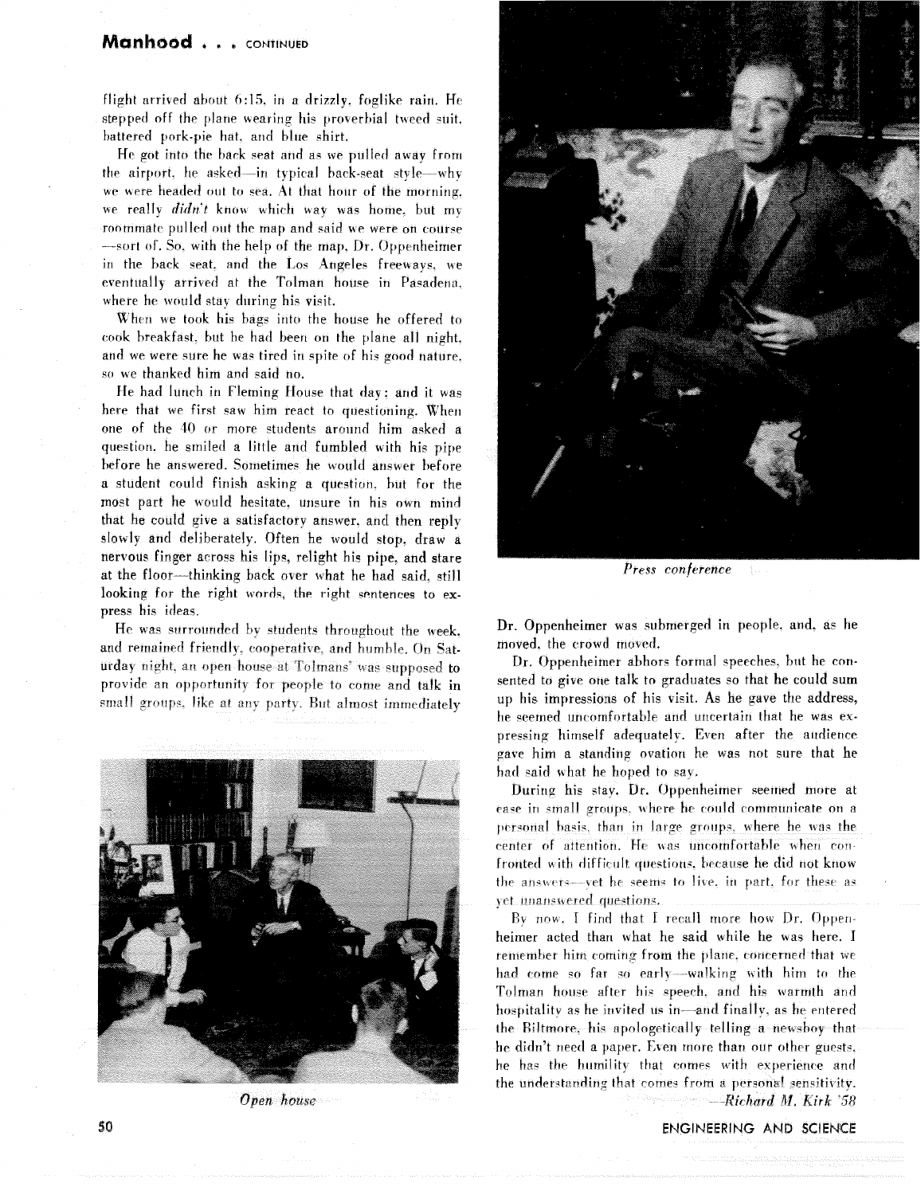flight arrived about 6:15, in a drizzly, foglike rain. He stepped off the plane wearing his proverbial tweed suit, battered pork-pie hat, and blue shirt.

He got into the back seat and as we pulled away from the airport, he asked—in typical back-seat style—why we were headed out to sea. At that hour of the morning, we really *didn't* know which way was home, but my roommate pulled out the map and said we were on course—sort of. So, with the help of the map, Dr. Oppenheimer in the back seat, and the Los Angeles freeways, we eventually arrived at the Tolman house in Pasadena, where he would stay during his visit.

When we took his bags into the house he offered to cook breakfast, but he had been on the plane all night, and we were sure he was tired in spite of his good nature, so we thanked him and said no.

He had lunch in Fleming House that day; and it was here that we first saw him react to questioning. When one of the 40 or more students around him asked a question, he smiled a little and fumbled with his pipe before he answered. Sometimes he would answer before a student could finish asking a question, but for the most part he would hesitate, unsure in his own mind that he could give a satisfactory answer, and then reply slowly and deliberately. Often he would stop, draw a nervous finger across his lips, relight his pipe, and stare at the floor—thinking back over what he had said, still looking for the right words, the right sentences to express his ideas.

He was surrounded by students throughout the week, and remained friendly, cooperative, and humble. On Saturday night, an open house at Tolmans' was supposed to provide an opportunity for people to come and talk in small groups, like at any party. But almost immediately Dr. Oppenheimer was submerged in people, and, as he moved, the crowd moved.

*Open house*

*Press conference*

Dr. Oppenheimer abhors formal speeches, but he consented to give one talk to graduates so that he could sum up his impressions of his visit. As he gave the address, he seemed uncomfortable and uncertain that he was expressing himself adequately. Even after the audience gave him a standing ovation he was not sure that he had said what he hoped to say.

During his stay, Dr. Oppenheimer seemed more at ease in small groups, where he could communicate on a personal basis, than in large groups, where he was the center of attention. He was uncomfortable when confronted with difficult questions, because he did not know the answers—yet he seems to live, in part, for these as yet unanswered questions.

By now, I find that I recall more how Dr. Oppenheimer acted than what he said while he was here. I remember him coming from the plane, concerned that we had come so far so early—walking with him to the Tolman house after his speech, and his warmth and hospitality as he invited us in—and finally, as he entered the Biltmore, his apologetically telling a newsboy that he didn't need a paper. Even more than our other guests, he has the humility that comes with experience and the understanding that comes from a personal sensitivity.

—*Richard M. Kirk '58*